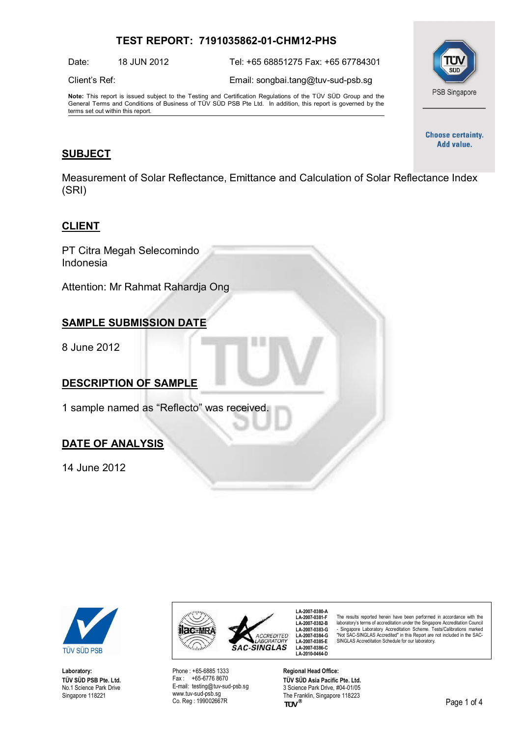# TEST REPORT: 7191035862-01-CHM12-PHS

Date: 18 JUN 2012

Tel: +65 68851275 Fax: +65 67784301

Client's Ref:

Email: songbai.tang@tuv-sud-psb.sg

**Note:** This report is issued subject to the Testing and Certification Regulations of the TÜV SÜD Group and the General Terms and Conditions of Business of TÜV SÜD PSB Pte Ltd. In addition, this report is governed by the terms set out within this report.

PSB Singapore

Choose certainty.
Add value.

## SUBJECT

Measurement of Solar Reflectance, Emittance and Calculation of Solar Reflectance Index (SRI)

## CLIENT

PT Citra Megah Selecomindo
Indonesia

Attention: Mr Rahmat Rahardja Ong

## SAMPLE SUBMISSION DATE

8 June 2012

## DESCRIPTION OF SAMPLE

1 sample named as "Reflecto" was received.

## DATE OF ANALYSIS

14 June 2012

TÜV SÜD PSB

LA-2007-0380-A
LA-2007-0381-F
LA-2007-0382-B
LA-2007-0383-G
LA-2007-0384-G
LA-2007-0385-E
LA-2007-0386-C
LA-2010-0464-D

The results reported herein have been performed in accordance with the laboratory's terms of accreditation under the Singapore Accreditation Council - Singapore Laboratory Accreditation Scheme. Tests/Calibrations marked "Not SAC-SINGLAS Accredited" in this Report are not included in the SAC-SINGLAS Accreditation Schedule for our laboratory.

**Laboratory:**
**TÜV SÜD PSB Pte. Ltd.**
No.1 Science Park Drive
Singapore 118221

Phone : +65-6885 1333
Fax : +65-6776 8670
E-mail: testing@tuv-sud-psb.sg
www.tuv-sud-psb.sg
Co. Reg : 199002667R

**Regional Head Office:**
**TÜV SÜD Asia Pacific Pte. Ltd.**
3 Science Park Drive, #04-01/05
The Franklin, Singapore 118223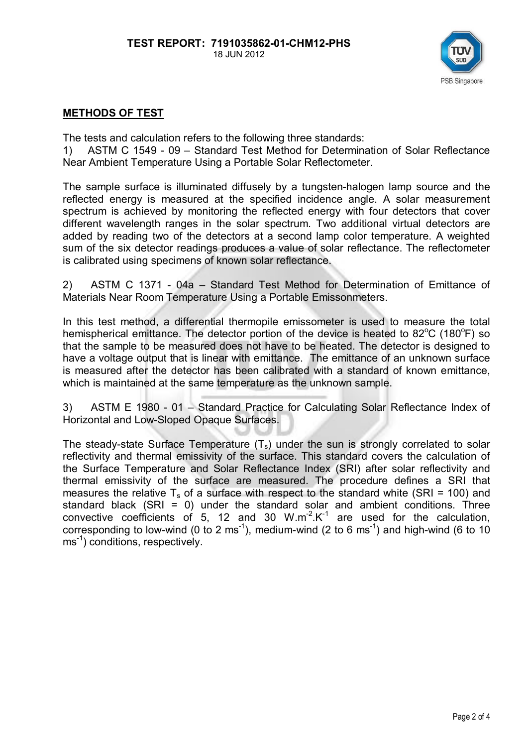## METHODS OF TEST

The tests and calculation refers to the following three standards:

1) ASTM C 1549 - 09 – Standard Test Method for Determination of Solar Reflectance Near Ambient Temperature Using a Portable Solar Reflectometer.

The sample surface is illuminated diffusely by a tungsten-halogen lamp source and the reflected energy is measured at the specified incidence angle. A solar measurement spectrum is achieved by monitoring the reflected energy with four detectors that cover different wavelength ranges in the solar spectrum. Two additional virtual detectors are added by reading two of the detectors at a second lamp color temperature. A weighted sum of the six detector readings produces a value of solar reflectance. The reflectometer is calibrated using specimens of known solar reflectance.

2) ASTM C 1371 - 04a – Standard Test Method for Determination of Emittance of Materials Near Room Temperature Using a Portable Emissonmeters.

In this test method, a differential thermopile emissometer is used to measure the total hemispherical emittance. The detector portion of the device is heated to 82°C (180°F) so that the sample to be measured does not have to be heated. The detector is designed to have a voltage output that is linear with emittance. The emittance of an unknown surface is measured after the detector has been calibrated with a standard of known emittance, which is maintained at the same temperature as the unknown sample.

3) ASTM E 1980 - 01 – Standard Practice for Calculating Solar Reflectance Index of Horizontal and Low-Sloped Opaque Surfaces.

The steady-state Surface Temperature ($T_s$) under the sun is strongly correlated to solar reflectivity and thermal emissivity of the surface. This standard covers the calculation of the Surface Temperature and Solar Reflectance Index (SRI) after solar reflectivity and thermal emissivity of the surface are measured. The procedure defines a SRI that measures the relative $T_s$ of a surface with respect to the standard white (SRI = 100) and standard black (SRI = 0) under the standard solar and ambient conditions. Three convective coefficients of 5, 12 and 30 $W.m^{-2}.K^{-1}$ are used for the calculation, corresponding to low-wind (0 to 2 $ms^{-1}$), medium-wind (2 to 6 $ms^{-1}$) and high-wind (6 to 10 $ms^{-1}$) conditions, respectively.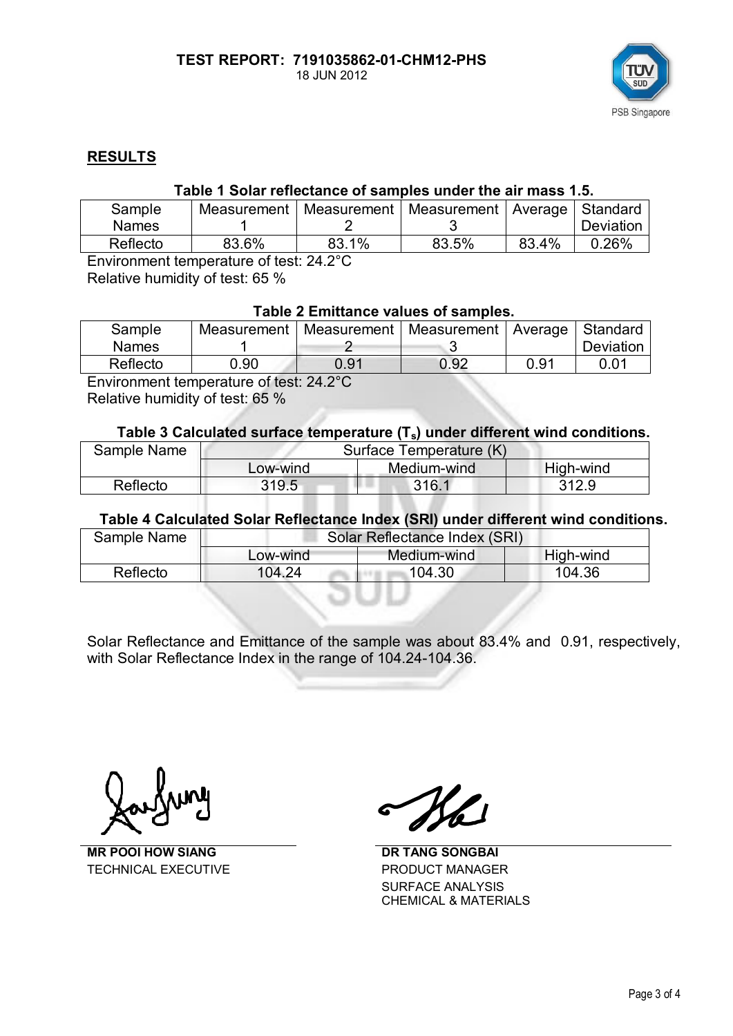**TEST REPORT: 7191035862-01-CHM12-PHS**
18 JUN 2012

TÜV SÜD PSB Singapore

## RESULTS

**Table 1 Solar reflectance of samples under the air mass 1.5.**

| Sample Names | Measurement 1 | Measurement 2 | Measurement 3 | Average | Standard Deviation |
|---|---|---|---|---|---|
| Reflecto | 83.6% | 83.1% | 83.5% | 83.4% | 0.26% |

Environment temperature of test: 24.2°C
Relative humidity of test: 65 %

**Table 2 Emittance values of samples.**

| Sample Names | Measurement 1 | Measurement 2 | Measurement 3 | Average | Standard Deviation |
|---|---|---|---|---|---|
| Reflecto | 0.90 | 0.91 | 0.92 | 0.91 | 0.01 |

Environment temperature of test: 24.2°C
Relative humidity of test: 65 %

**Table 3 Calculated surface temperature ($T_s$) under different wind conditions.**

| Sample Name | Surface Temperature (K) | | |
|---|---|---|---|
| | Low-wind | Medium-wind | High-wind |
| Reflecto | 319.5 | 316.1 | 312.9 |

**Table 4 Calculated Solar Reflectance Index (SRI) under different wind conditions.**

| Sample Name | Solar Reflectance Index (SRI) | | |
|---|---|---|---|
| | Low-wind | Medium-wind | High-wind |
| Reflecto | 104.24 | 104.30 | 104.36 |

Solar Reflectance and Emittance of the sample was about 83.4% and 0.91, respectively, with Solar Reflectance Index in the range of 104.24-104.36.

**MR POOI HOW SIANG**
TECHNICAL EXECUTIVE

**DR TANG SONGBAI**
PRODUCT MANAGER
SURFACE ANALYSIS
CHEMICAL & MATERIALS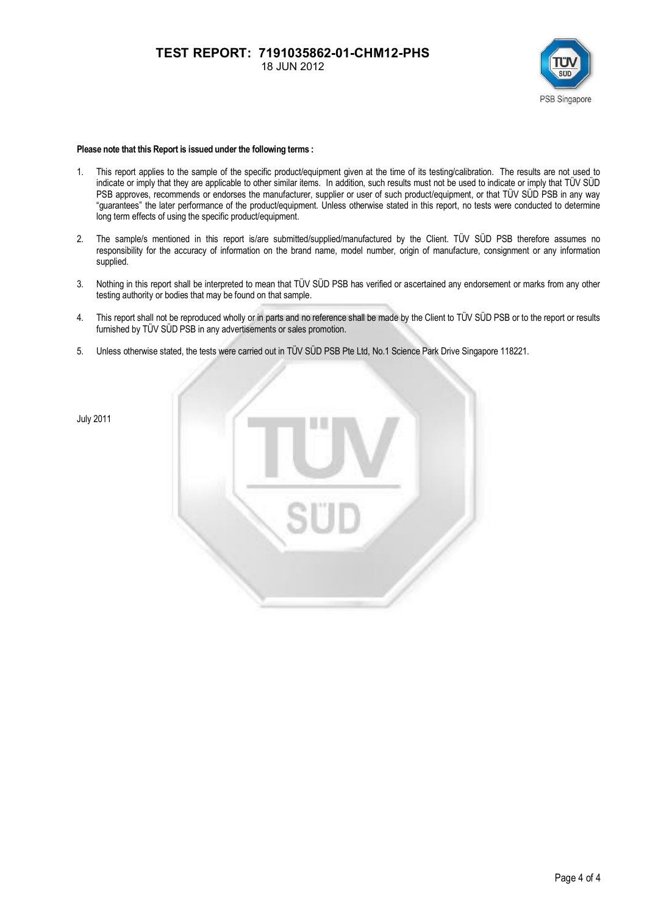**Please note that this Report is issued under the following terms :**

1. This report applies to the sample of the specific product/equipment given at the time of its testing/calibration. The results are not used to indicate or imply that they are applicable to other similar items. In addition, such results must not be used to indicate or imply that TÜV SÜD PSB approves, recommends or endorses the manufacturer, supplier or user of such product/equipment, or that TÜV SÜD PSB in any way "guarantees" the later performance of the product/equipment. Unless otherwise stated in this report, no tests were conducted to determine long term effects of using the specific product/equipment.

2. The sample/s mentioned in this report is/are submitted/supplied/manufactured by the Client. TÜV SÜD PSB therefore assumes no responsibility for the accuracy of information on the brand name, model number, origin of manufacture, consignment or any information supplied.

3. Nothing in this report shall be interpreted to mean that TÜV SÜD PSB has verified or ascertained any endorsement or marks from any other testing authority or bodies that may be found on that sample.

4. This report shall not be reproduced wholly or in parts and no reference shall be made by the Client to TÜV SÜD PSB or to the report or results furnished by TÜV SÜD PSB in any advertisements or sales promotion.

5. Unless otherwise stated, the tests were carried out in TÜV SÜD PSB Pte Ltd, No.1 Science Park Drive Singapore 118221.

July 2011